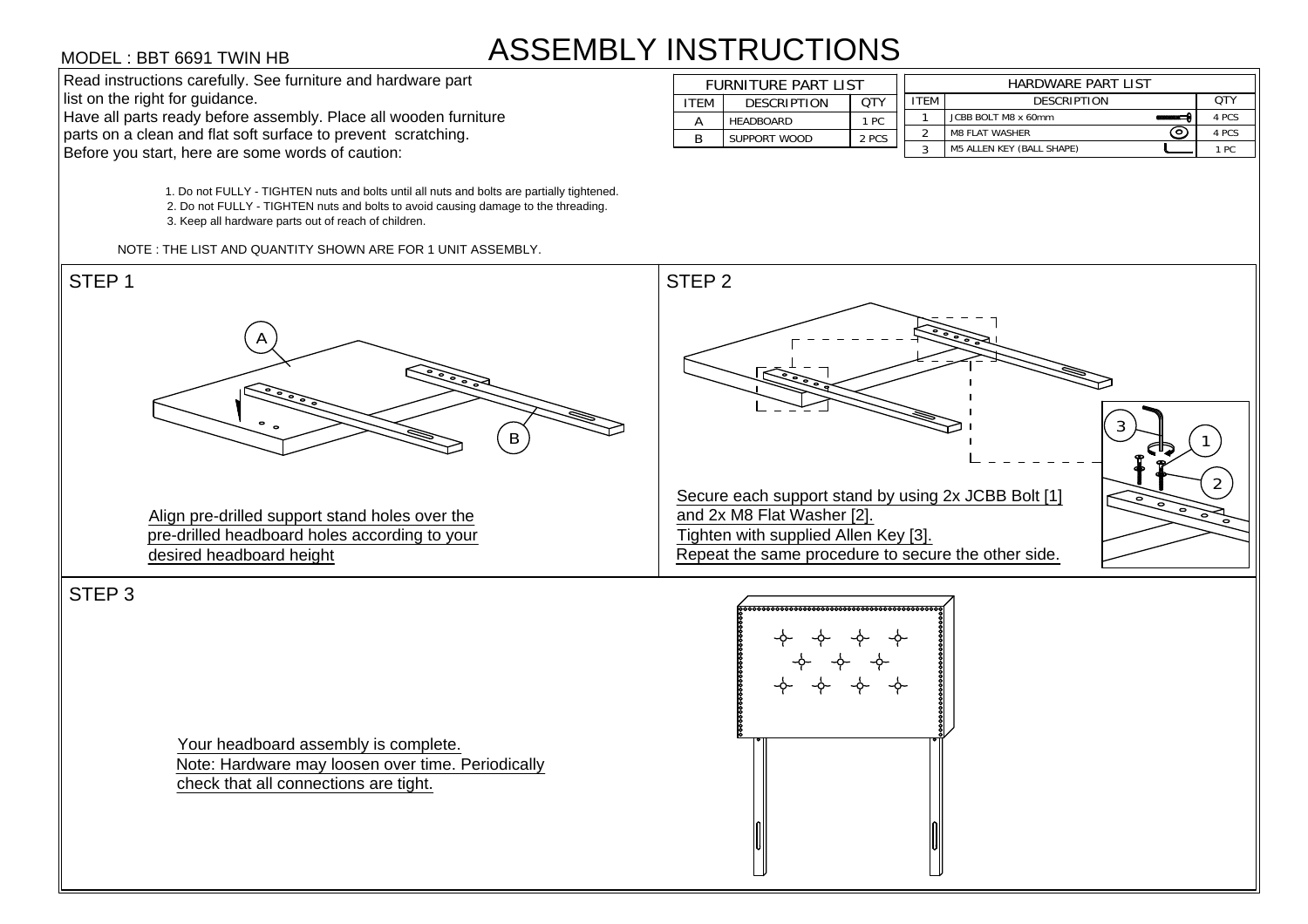MODEL : BBT 6691 TWIN HB

# ASSEMBLY INSTRUCTIONS

Read instructions carefully. See furniture and hardware part list on the right for guidance.
Have all parts ready before assembly. Place all wooden furniture parts on a clean and flat soft surface to prevent scratching.
Before you start, here are some words of caution:

| FURNITURE PART LIST | | |
|---|---|---|
| ITEM | DESCRIPTION | QTY |
| A | HEADBOARD | 1 PC |
| B | SUPPORT WOOD | 2 PCS |

| HARDWARE PART LIST | | |
|---|---|---|
| ITEM | DESCRIPTION | QTY |
| 1 | JCBB BOLT M8 x 60mm | 4 PCS |
| 2 | M8 FLAT WASHER | 4 PCS |
| 3 | M5 ALLEN KEY (BALL SHAPE) | 1 PC |

1. Do not FULLY - TIGHTEN nuts and bolts until all nuts and bolts are partially tightened.
2. Do not FULLY - TIGHTEN nuts and bolts to avoid causing damage to the threading.
3. Keep all hardware parts out of reach of children.

NOTE : THE LIST AND QUANTITY SHOWN ARE FOR 1 UNIT ASSEMBLY.

## STEP 1

Align pre-drilled support stand holes over the pre-drilled headboard holes according to your desired headboard height

## STEP 2

Secure each support stand by using 2x JCBB Bolt [1] and 2x M8 Flat Washer [2].
Tighten with supplied Allen Key [3].
Repeat the same procedure to secure the other side.

## STEP 3

Your headboard assembly is complete.
Note: Hardware may loosen over time. Periodically check that all connections are tight.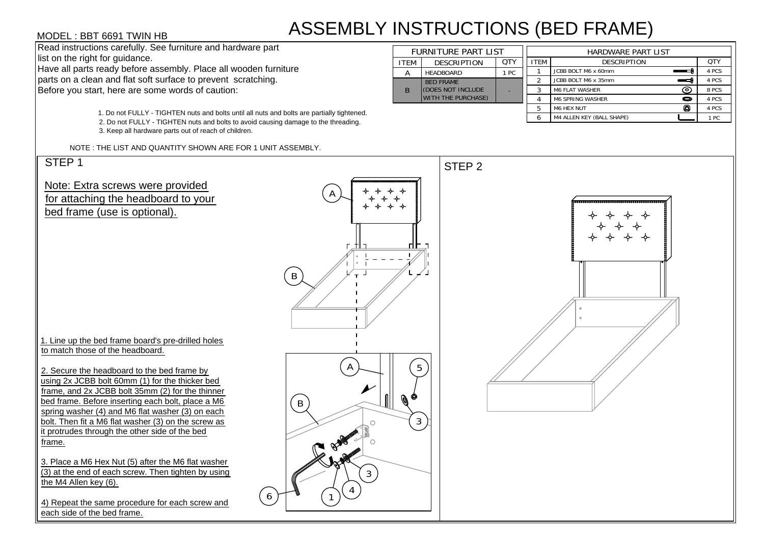MODEL : BBT 6691 TWIN HB

# ASSEMBLY INSTRUCTIONS (BED FRAME)

Read instructions carefully. See furniture and hardware part list on the right for guidance.
Have all parts ready before assembly. Place all wooden furniture parts on a clean and flat soft surface to prevent scratching.
Before you start, here are some words of caution:

1. Do not FULLY - TIGHTEN nuts and bolts until all nuts and bolts are partially tightened.
2. Do not FULLY - TIGHTEN nuts and bolts to avoid causing damage to the threading.
3. Keep all hardware parts out of reach of children.

NOTE : THE LIST AND QUANTITY SHOWN ARE FOR 1 UNIT ASSEMBLY.

| FURNITURE PART LIST | | |
|---|---|---|
| ITEM | DESCRIPTION | QTY |
| A | HEADBOARD | 1 PC |
| B | BED FRAME (DOES NOT INCLUDE WITH THE PURCHASE) | - |

| HARDWARE PART LIST | | |
|---|---|---|
| ITEM | DESCRIPTION | QTY |
| 1 | JCBB BOLT M6 x 60mm | 4 PCS |
| 2 | JCBB BOLT M6 x 35mm | 4 PCS |
| 3 | M6 FLAT WASHER | 8 PCS |
| 4 | M6 SPRING WASHER | 4 PCS |
| 5 | M6 HEX NUT | 4 PCS |
| 6 | M4 ALLEN KEY (BALL SHAPE) | 1 PC |

## STEP 1

Note: Extra screws were provided for attaching the headboard to your bed frame (use is optional).

1. Line up the bed frame board's pre-drilled holes to match those of the headboard.

2. Secure the headboard to the bed frame by using 2x JCBB bolt 60mm (1) for the thicker bed frame, and 2x JCBB bolt 35mm (2) for the thinner bed frame. Before inserting each bolt, place a M6 spring washer (4) and M6 flat washer (3) on each bolt. Then fit a M6 flat washer (3) on the screw as it protrudes through the other side of the bed frame.

3. Place a M6 Hex Nut (5) after the M6 flat washer (3) at the end of each screw. Then tighten by using the M4 Allen key (6).

4) Repeat the same procedure for each screw and each side of the bed frame.

## STEP 2